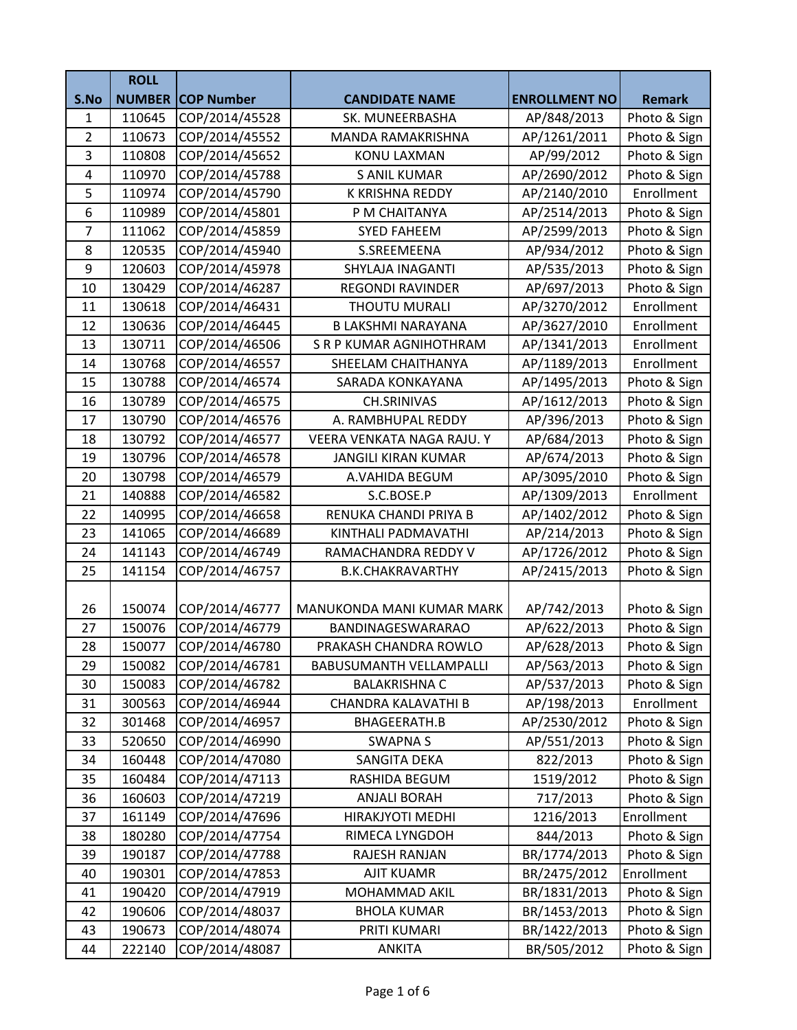| S.No | ROLL NUMBER | COP Number | CANDIDATE NAME | ENROLLMENT NO | Remark |
|---|---|---|---|---|---|
| 1 | 110645 | COP/2014/45528 | SK. MUNEERBASHA | AP/848/2013 | Photo & Sign |
| 2 | 110673 | COP/2014/45552 | MANDA RAMAKRISHNA | AP/1261/2011 | Photo & Sign |
| 3 | 110808 | COP/2014/45652 | KONU LAXMAN | AP/99/2012 | Photo & Sign |
| 4 | 110970 | COP/2014/45788 | S ANIL KUMAR | AP/2690/2012 | Photo & Sign |
| 5 | 110974 | COP/2014/45790 | K KRISHNA REDDY | AP/2140/2010 | Enrollment |
| 6 | 110989 | COP/2014/45801 | P M CHAITANYA | AP/2514/2013 | Photo & Sign |
| 7 | 111062 | COP/2014/45859 | SYED FAHEEM | AP/2599/2013 | Photo & Sign |
| 8 | 120535 | COP/2014/45940 | S.SREEMEENA | AP/934/2012 | Photo & Sign |
| 9 | 120603 | COP/2014/45978 | SHYLAJA INAGANTI | AP/535/2013 | Photo & Sign |
| 10 | 130429 | COP/2014/46287 | REGONDI RAVINDER | AP/697/2013 | Photo & Sign |
| 11 | 130618 | COP/2014/46431 | THOUTU MURALI | AP/3270/2012 | Enrollment |
| 12 | 130636 | COP/2014/46445 | B LAKSHMI NARAYANA | AP/3627/2010 | Enrollment |
| 13 | 130711 | COP/2014/46506 | S R P KUMAR AGNIHOTHRAM | AP/1341/2013 | Enrollment |
| 14 | 130768 | COP/2014/46557 | SHEELAM CHAITHANYA | AP/1189/2013 | Enrollment |
| 15 | 130788 | COP/2014/46574 | SARADA KONKAYANA | AP/1495/2013 | Photo & Sign |
| 16 | 130789 | COP/2014/46575 | CH.SRINIVAS | AP/1612/2013 | Photo & Sign |
| 17 | 130790 | COP/2014/46576 | A. RAMBHUPAL REDDY | AP/396/2013 | Photo & Sign |
| 18 | 130792 | COP/2014/46577 | VEERA VENKATA NAGA RAJU. Y | AP/684/2013 | Photo & Sign |
| 19 | 130796 | COP/2014/46578 | JANGILI KIRAN KUMAR | AP/674/2013 | Photo & Sign |
| 20 | 130798 | COP/2014/46579 | A.VAHIDA BEGUM | AP/3095/2010 | Photo & Sign |
| 21 | 140888 | COP/2014/46582 | S.C.BOSE.P | AP/1309/2013 | Enrollment |
| 22 | 140995 | COP/2014/46658 | RENUKA CHANDI PRIYA B | AP/1402/2012 | Photo & Sign |
| 23 | 141065 | COP/2014/46689 | KINTHALI PADMAVATHI | AP/214/2013 | Photo & Sign |
| 24 | 141143 | COP/2014/46749 | RAMACHANDRA REDDY V | AP/1726/2012 | Photo & Sign |
| 25 | 141154 | COP/2014/46757 | B.K.CHAKRAVARTHY | AP/2415/2013 | Photo & Sign |
| 26 | 150074 | COP/2014/46777 | MANUKONDA MANI KUMAR MARK | AP/742/2013 | Photo & Sign |
| 27 | 150076 | COP/2014/46779 | BANDINAGESWARARAO | AP/622/2013 | Photo & Sign |
| 28 | 150077 | COP/2014/46780 | PRAKASH CHANDRA ROWLO | AP/628/2013 | Photo & Sign |
| 29 | 150082 | COP/2014/46781 | BABUSUMANTH VELLAMPALLI | AP/563/2013 | Photo & Sign |
| 30 | 150083 | COP/2014/46782 | BALAKRISHNA C | AP/537/2013 | Photo & Sign |
| 31 | 300563 | COP/2014/46944 | CHANDRA KALAVATHI B | AP/198/2013 | Enrollment |
| 32 | 301468 | COP/2014/46957 | BHAGEERATH.B | AP/2530/2012 | Photo & Sign |
| 33 | 520650 | COP/2014/46990 | SWAPNA S | AP/551/2013 | Photo & Sign |
| 34 | 160448 | COP/2014/47080 | SANGITA DEKA | 822/2013 | Photo & Sign |
| 35 | 160484 | COP/2014/47113 | RASHIDA BEGUM | 1519/2012 | Photo & Sign |
| 36 | 160603 | COP/2014/47219 | ANJALI BORAH | 717/2013 | Photo & Sign |
| 37 | 161149 | COP/2014/47696 | HIRAKJYOTI MEDHI | 1216/2013 | Enrollment |
| 38 | 180280 | COP/2014/47754 | RIMECA LYNGDOH | 844/2013 | Photo & Sign |
| 39 | 190187 | COP/2014/47788 | RAJESH RANJAN | BR/1774/2013 | Photo & Sign |
| 40 | 190301 | COP/2014/47853 | AJIT KUAMR | BR/2475/2012 | Enrollment |
| 41 | 190420 | COP/2014/47919 | MOHAMMAD AKIL | BR/1831/2013 | Photo & Sign |
| 42 | 190606 | COP/2014/48037 | BHOLA KUMAR | BR/1453/2013 | Photo & Sign |
| 43 | 190673 | COP/2014/48074 | PRITI KUMARI | BR/1422/2013 | Photo & Sign |
| 44 | 222140 | COP/2014/48087 | ANKITA | BR/505/2012 | Photo & Sign |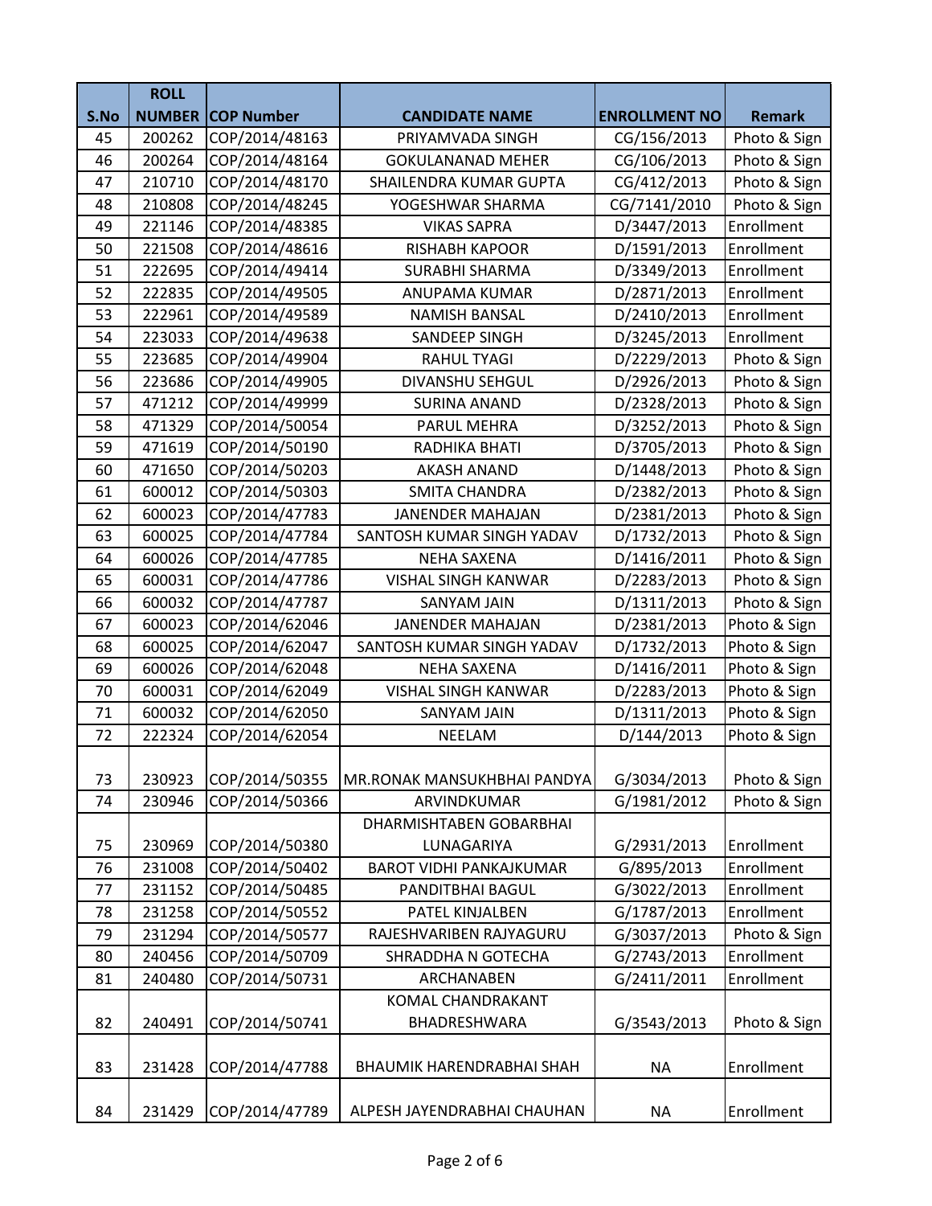| S.No | ROLL NUMBER | COP Number | CANDIDATE NAME | ENROLLMENT NO | Remark |
|---|---|---|---|---|---|
| 45 | 200262 | COP/2014/48163 | PRIYAMVADA SINGH | CG/156/2013 | Photo & Sign |
| 46 | 200264 | COP/2014/48164 | GOKULANANAD MEHER | CG/106/2013 | Photo & Sign |
| 47 | 210710 | COP/2014/48170 | SHAILENDRA KUMAR GUPTA | CG/412/2013 | Photo & Sign |
| 48 | 210808 | COP/2014/48245 | YOGESHWAR SHARMA | CG/7141/2010 | Photo & Sign |
| 49 | 221146 | COP/2014/48385 | VIKAS SAPRA | D/3447/2013 | Enrollment |
| 50 | 221508 | COP/2014/48616 | RISHABH KAPOOR | D/1591/2013 | Enrollment |
| 51 | 222695 | COP/2014/49414 | SURABHI SHARMA | D/3349/2013 | Enrollment |
| 52 | 222835 | COP/2014/49505 | ANUPAMA KUMAR | D/2871/2013 | Enrollment |
| 53 | 222961 | COP/2014/49589 | NAMISH BANSAL | D/2410/2013 | Enrollment |
| 54 | 223033 | COP/2014/49638 | SANDEEP SINGH | D/3245/2013 | Enrollment |
| 55 | 223685 | COP/2014/49904 | RAHUL TYAGI | D/2229/2013 | Photo & Sign |
| 56 | 223686 | COP/2014/49905 | DIVANSHU SEHGUL | D/2926/2013 | Photo & Sign |
| 57 | 471212 | COP/2014/49999 | SURINA ANAND | D/2328/2013 | Photo & Sign |
| 58 | 471329 | COP/2014/50054 | PARUL MEHRA | D/3252/2013 | Photo & Sign |
| 59 | 471619 | COP/2014/50190 | RADHIKA BHATI | D/3705/2013 | Photo & Sign |
| 60 | 471650 | COP/2014/50203 | AKASH ANAND | D/1448/2013 | Photo & Sign |
| 61 | 600012 | COP/2014/50303 | SMITA CHANDRA | D/2382/2013 | Photo & Sign |
| 62 | 600023 | COP/2014/47783 | JANENDER MAHAJAN | D/2381/2013 | Photo & Sign |
| 63 | 600025 | COP/2014/47784 | SANTOSH KUMAR SINGH YADAV | D/1732/2013 | Photo & Sign |
| 64 | 600026 | COP/2014/47785 | NEHA SAXENA | D/1416/2011 | Photo & Sign |
| 65 | 600031 | COP/2014/47786 | VISHAL SINGH KANWAR | D/2283/2013 | Photo & Sign |
| 66 | 600032 | COP/2014/47787 | SANYAM JAIN | D/1311/2013 | Photo & Sign |
| 67 | 600023 | COP/2014/62046 | JANENDER MAHAJAN | D/2381/2013 | Photo & Sign |
| 68 | 600025 | COP/2014/62047 | SANTOSH KUMAR SINGH YADAV | D/1732/2013 | Photo & Sign |
| 69 | 600026 | COP/2014/62048 | NEHA SAXENA | D/1416/2011 | Photo & Sign |
| 70 | 600031 | COP/2014/62049 | VISHAL SINGH KANWAR | D/2283/2013 | Photo & Sign |
| 71 | 600032 | COP/2014/62050 | SANYAM JAIN | D/1311/2013 | Photo & Sign |
| 72 | 222324 | COP/2014/62054 | NEELAM | D/144/2013 | Photo & Sign |
| 73 | 230923 | COP/2014/50355 | MR.RONAK MANSUKHBHAI PANDYA | G/3034/2013 | Photo & Sign |
| 74 | 230946 | COP/2014/50366 | ARVINDKUMAR | G/1981/2012 | Photo & Sign |
| 75 | 230969 | COP/2014/50380 | DHARMISHTABEN GOBARBHAI LUNAGARIYA | G/2931/2013 | Enrollment |
| 76 | 231008 | COP/2014/50402 | BAROT VIDHI PANKAJKUMAR | G/895/2013 | Enrollment |
| 77 | 231152 | COP/2014/50485 | PANDITBHAI BAGUL | G/3022/2013 | Enrollment |
| 78 | 231258 | COP/2014/50552 | PATEL KINJALBEN | G/1787/2013 | Enrollment |
| 79 | 231294 | COP/2014/50577 | RAJESHVARIBEN RAJYAGURU | G/3037/2013 | Photo & Sign |
| 80 | 240456 | COP/2014/50709 | SHRADDHA N GOTECHA | G/2743/2013 | Enrollment |
| 81 | 240480 | COP/2014/50731 | ARCHANABEN | G/2411/2011 | Enrollment |
| 82 | 240491 | COP/2014/50741 | KOMAL CHANDRAKANT BHADRESHWARA | G/3543/2013 | Photo & Sign |
| 83 | 231428 | COP/2014/47788 | BHAUMIK HARENDRABHAI SHAH | NA | Enrollment |
| 84 | 231429 | COP/2014/47789 | ALPESH JAYENDRABHAI CHAUHAN | NA | Enrollment |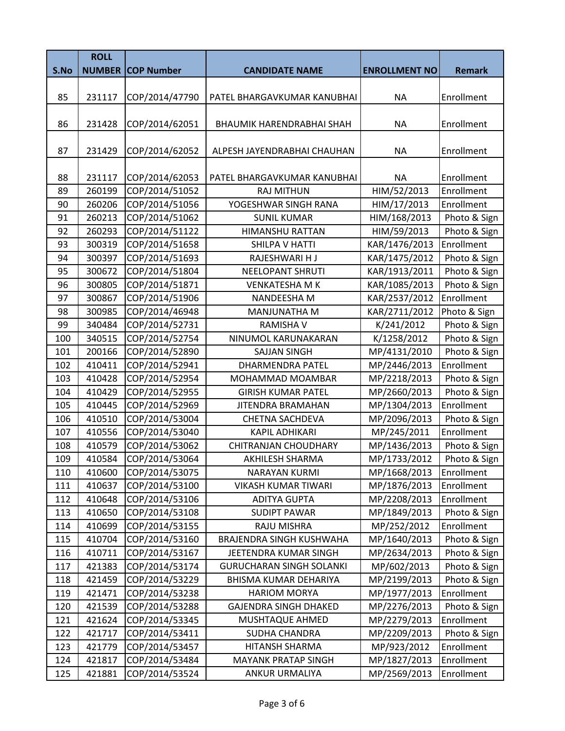| S.No | ROLL NUMBER | COP Number | CANDIDATE NAME | ENROLLMENT NO | Remark |
|---|---|---|---|---|---|
| 85 | 231117 | COP/2014/47790 | PATEL BHARGAVKUMAR KANUBHAI | NA | Enrollment |
| 86 | 231428 | COP/2014/62051 | BHAUMIK HARENDRABHAI SHAH | NA | Enrollment |
| 87 | 231429 | COP/2014/62052 | ALPESH JAYENDRABHAI CHAUHAN | NA | Enrollment |
| 88 | 231117 | COP/2014/62053 | PATEL BHARGAVKUMAR KANUBHAI | NA | Enrollment |
| 89 | 260199 | COP/2014/51052 | RAJ MITHUN | HIM/52/2013 | Enrollment |
| 90 | 260206 | COP/2014/51056 | YOGESHWAR SINGH RANA | HIM/17/2013 | Enrollment |
| 91 | 260213 | COP/2014/51062 | SUNIL KUMAR | HIM/168/2013 | Photo & Sign |
| 92 | 260293 | COP/2014/51122 | HIMANSHU RATTAN | HIM/59/2013 | Photo & Sign |
| 93 | 300319 | COP/2014/51658 | SHILPA V HATTI | KAR/1476/2013 | Enrollment |
| 94 | 300397 | COP/2014/51693 | RAJESHWARI H J | KAR/1475/2012 | Photo & Sign |
| 95 | 300672 | COP/2014/51804 | NEELOPANT SHRUTI | KAR/1913/2011 | Photo & Sign |
| 96 | 300805 | COP/2014/51871 | VENKATESHA M K | KAR/1085/2013 | Photo & Sign |
| 97 | 300867 | COP/2014/51906 | NANDEESHA M | KAR/2537/2012 | Enrollment |
| 98 | 300985 | COP/2014/46948 | MANJUNATHA M | KAR/2711/2012 | Photo & Sign |
| 99 | 340484 | COP/2014/52731 | RAMISHA V | K/241/2012 | Photo & Sign |
| 100 | 340515 | COP/2014/52754 | NINUMOL KARUNAKARAN | K/1258/2012 | Photo & Sign |
| 101 | 200166 | COP/2014/52890 | SAJJAN SINGH | MP/4131/2010 | Photo & Sign |
| 102 | 410411 | COP/2014/52941 | DHARMENDRA PATEL | MP/2446/2013 | Enrollment |
| 103 | 410428 | COP/2014/52954 | MOHAMMAD MOAMBAR | MP/2218/2013 | Photo & Sign |
| 104 | 410429 | COP/2014/52955 | GIRISH KUMAR PATEL | MP/2660/2013 | Photo & Sign |
| 105 | 410445 | COP/2014/52969 | JITENDRA BRAMAHAN | MP/1304/2013 | Enrollment |
| 106 | 410510 | COP/2014/53004 | CHETNA SACHDEVA | MP/2096/2013 | Photo & Sign |
| 107 | 410556 | COP/2014/53040 | KAPIL ADHIKARI | MP/245/2011 | Enrollment |
| 108 | 410579 | COP/2014/53062 | CHITRANJAN CHOUDHARY | MP/1436/2013 | Photo & Sign |
| 109 | 410584 | COP/2014/53064 | AKHILESH SHARMA | MP/1733/2012 | Photo & Sign |
| 110 | 410600 | COP/2014/53075 | NARAYAN KURMI | MP/1668/2013 | Enrollment |
| 111 | 410637 | COP/2014/53100 | VIKASH KUMAR TIWARI | MP/1876/2013 | Enrollment |
| 112 | 410648 | COP/2014/53106 | ADITYA GUPTA | MP/2208/2013 | Enrollment |
| 113 | 410650 | COP/2014/53108 | SUDIPT PAWAR | MP/1849/2013 | Photo & Sign |
| 114 | 410699 | COP/2014/53155 | RAJU MISHRA | MP/252/2012 | Enrollment |
| 115 | 410704 | COP/2014/53160 | BRAJENDRA SINGH KUSHWAHA | MP/1640/2013 | Photo & Sign |
| 116 | 410711 | COP/2014/53167 | JEETENDRA KUMAR SINGH | MP/2634/2013 | Photo & Sign |
| 117 | 421383 | COP/2014/53174 | GURUCHARAN SINGH SOLANKI | MP/602/2013 | Photo & Sign |
| 118 | 421459 | COP/2014/53229 | BHISMA KUMAR DEHARIYA | MP/2199/2013 | Photo & Sign |
| 119 | 421471 | COP/2014/53238 | HARIOM MORYA | MP/1977/2013 | Enrollment |
| 120 | 421539 | COP/2014/53288 | GAJENDRA SINGH DHAKED | MP/2276/2013 | Photo & Sign |
| 121 | 421624 | COP/2014/53345 | MUSHTAQUE AHMED | MP/2279/2013 | Enrollment |
| 122 | 421717 | COP/2014/53411 | SUDHA CHANDRA | MP/2209/2013 | Photo & Sign |
| 123 | 421779 | COP/2014/53457 | HITANSH SHARMA | MP/923/2012 | Enrollment |
| 124 | 421817 | COP/2014/53484 | MAYANK PRATAP SINGH | MP/1827/2013 | Enrollment |
| 125 | 421881 | COP/2014/53524 | ANKUR URMALIYA | MP/2569/2013 | Enrollment |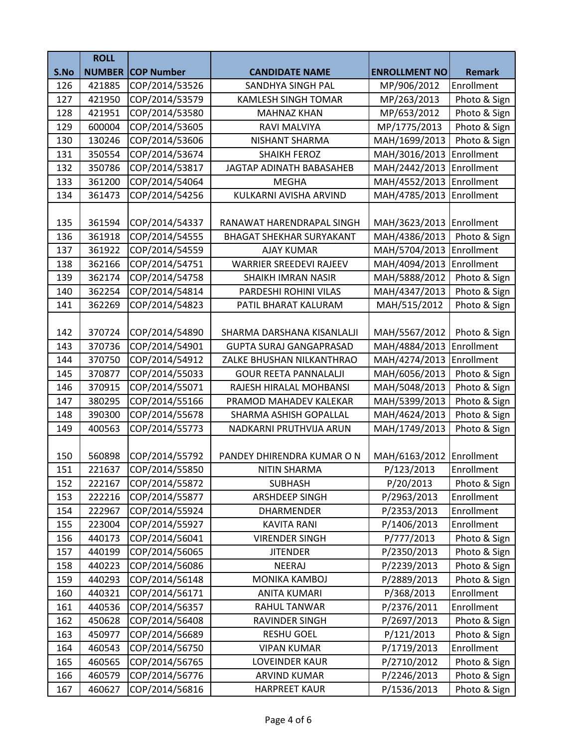| S.No | ROLL NUMBER | COP Number | CANDIDATE NAME | ENROLLMENT NO | Remark |
|---|---|---|---|---|---|
| 126 | 421885 | COP/2014/53526 | SANDHYA SINGH PAL | MP/906/2012 | Enrollment |
| 127 | 421950 | COP/2014/53579 | KAMLESH SINGH TOMAR | MP/263/2013 | Photo & Sign |
| 128 | 421951 | COP/2014/53580 | MAHNAZ KHAN | MP/653/2012 | Photo & Sign |
| 129 | 600004 | COP/2014/53605 | RAVI MALVIYA | MP/1775/2013 | Photo & Sign |
| 130 | 130246 | COP/2014/53606 | NISHANT SHARMA | MAH/1699/2013 | Photo & Sign |
| 131 | 350554 | COP/2014/53674 | SHAIKH FEROZ | MAH/3016/2013 | Enrollment |
| 132 | 350786 | COP/2014/53817 | JAGTAP ADINATH BABASAHEB | MAH/2442/2013 | Enrollment |
| 133 | 361200 | COP/2014/54064 | MEGHA | MAH/4552/2013 | Enrollment |
| 134 | 361473 | COP/2014/54256 | KULKARNI AVISHA ARVIND | MAH/4785/2013 | Enrollment |
| 135 | 361594 | COP/2014/54337 | RANAWAT HARENDRAPAL SINGH | MAH/3623/2013 | Enrollment |
| 136 | 361918 | COP/2014/54555 | BHAGAT SHEKHAR SURYAKANT | MAH/4386/2013 | Photo & Sign |
| 137 | 361922 | COP/2014/54559 | AJAY KUMAR | MAH/5704/2013 | Enrollment |
| 138 | 362166 | COP/2014/54751 | WARRIER SREEDEVI RAJEEV | MAH/4094/2013 | Enrollment |
| 139 | 362174 | COP/2014/54758 | SHAIKH IMRAN NASIR | MAH/5888/2012 | Photo & Sign |
| 140 | 362254 | COP/2014/54814 | PARDESHI ROHINI VILAS | MAH/4347/2013 | Photo & Sign |
| 141 | 362269 | COP/2014/54823 | PATIL BHARAT KALURAM | MAH/515/2012 | Photo & Sign |
| 142 | 370724 | COP/2014/54890 | SHARMA DARSHANA KISANLALJI | MAH/5567/2012 | Photo & Sign |
| 143 | 370736 | COP/2014/54901 | GUPTA SURAJ GANGAPRASAD | MAH/4884/2013 | Enrollment |
| 144 | 370750 | COP/2014/54912 | ZALKE BHUSHAN NILKANTHRAO | MAH/4274/2013 | Enrollment |
| 145 | 370877 | COP/2014/55033 | GOUR REETA PANNALALJI | MAH/6056/2013 | Photo & Sign |
| 146 | 370915 | COP/2014/55071 | RAJESH HIRALAL MOHBANSI | MAH/5048/2013 | Photo & Sign |
| 147 | 380295 | COP/2014/55166 | PRAMOD MAHADEV KALEKAR | MAH/5399/2013 | Photo & Sign |
| 148 | 390300 | COP/2014/55678 | SHARMA ASHISH GOPALLAL | MAH/4624/2013 | Photo & Sign |
| 149 | 400563 | COP/2014/55773 | NADKARNI PRUTHVIJA ARUN | MAH/1749/2013 | Photo & Sign |
| 150 | 560898 | COP/2014/55792 | PANDEY DHIRENDRA KUMAR O N | MAH/6163/2012 | Enrollment |
| 151 | 221637 | COP/2014/55850 | NITIN SHARMA | P/123/2013 | Enrollment |
| 152 | 222167 | COP/2014/55872 | SUBHASH | P/20/2013 | Photo & Sign |
| 153 | 222216 | COP/2014/55877 | ARSHDEEP SINGH | P/2963/2013 | Enrollment |
| 154 | 222967 | COP/2014/55924 | DHARMENDER | P/2353/2013 | Enrollment |
| 155 | 223004 | COP/2014/55927 | KAVITA RANI | P/1406/2013 | Enrollment |
| 156 | 440173 | COP/2014/56041 | VIRENDER SINGH | P/777/2013 | Photo & Sign |
| 157 | 440199 | COP/2014/56065 | JITENDER | P/2350/2013 | Photo & Sign |
| 158 | 440223 | COP/2014/56086 | NEERAJ | P/2239/2013 | Photo & Sign |
| 159 | 440293 | COP/2014/56148 | MONIKA KAMBOJ | P/2889/2013 | Photo & Sign |
| 160 | 440321 | COP/2014/56171 | ANITA KUMARI | P/368/2013 | Enrollment |
| 161 | 440536 | COP/2014/56357 | RAHUL TANWAR | P/2376/2011 | Enrollment |
| 162 | 450628 | COP/2014/56408 | RAVINDER SINGH | P/2697/2013 | Photo & Sign |
| 163 | 450977 | COP/2014/56689 | RESHU GOEL | P/121/2013 | Photo & Sign |
| 164 | 460543 | COP/2014/56750 | VIPAN KUMAR | P/1719/2013 | Enrollment |
| 165 | 460565 | COP/2014/56765 | LOVEINDER KAUR | P/2710/2012 | Photo & Sign |
| 166 | 460579 | COP/2014/56776 | ARVIND KUMAR | P/2246/2013 | Photo & Sign |
| 167 | 460627 | COP/2014/56816 | HARPREET KAUR | P/1536/2013 | Photo & Sign |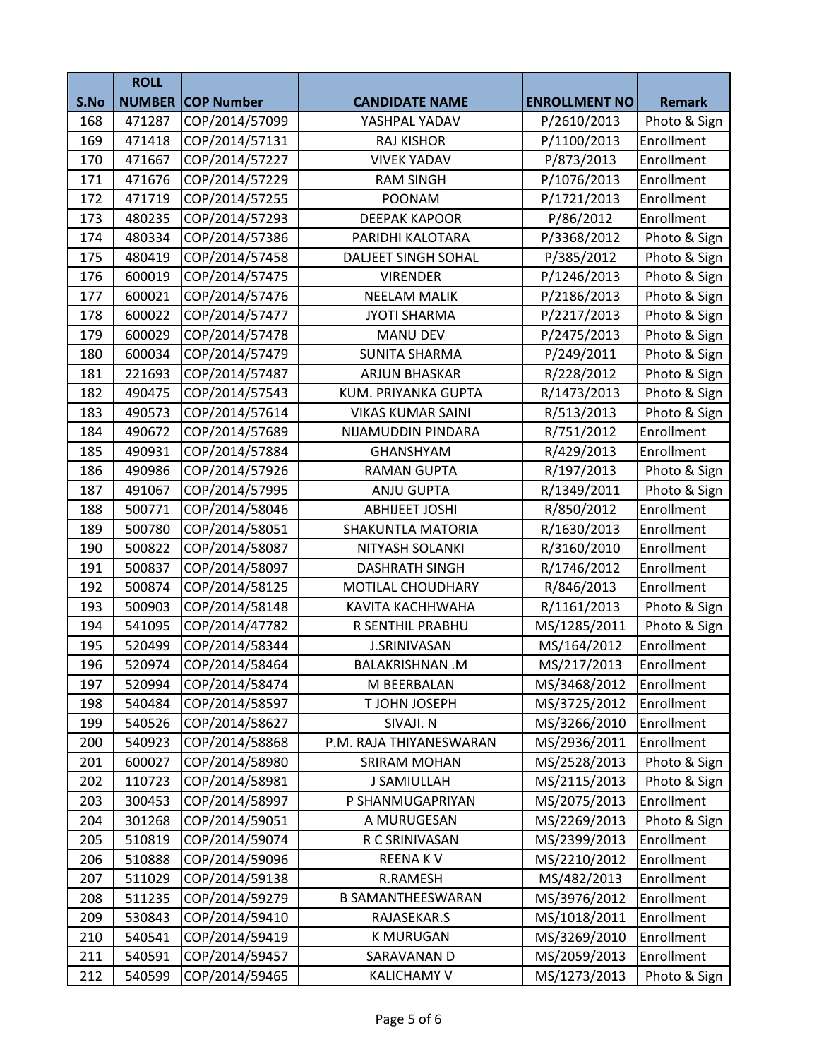| S.No | ROLL NUMBER | COP Number | CANDIDATE NAME | ENROLLMENT NO | Remark |
|---|---|---|---|---|---|
| 168 | 471287 | COP/2014/57099 | YASHPAL YADAV | P/2610/2013 | Photo & Sign |
| 169 | 471418 | COP/2014/57131 | RAJ KISHOR | P/1100/2013 | Enrollment |
| 170 | 471667 | COP/2014/57227 | VIVEK YADAV | P/873/2013 | Enrollment |
| 171 | 471676 | COP/2014/57229 | RAM SINGH | P/1076/2013 | Enrollment |
| 172 | 471719 | COP/2014/57255 | POONAM | P/1721/2013 | Enrollment |
| 173 | 480235 | COP/2014/57293 | DEEPAK KAPOOR | P/86/2012 | Enrollment |
| 174 | 480334 | COP/2014/57386 | PARIDHI KALOTARA | P/3368/2012 | Photo & Sign |
| 175 | 480419 | COP/2014/57458 | DALJEET SINGH SOHAL | P/385/2012 | Photo & Sign |
| 176 | 600019 | COP/2014/57475 | VIRENDER | P/1246/2013 | Photo & Sign |
| 177 | 600021 | COP/2014/57476 | NEELAM MALIK | P/2186/2013 | Photo & Sign |
| 178 | 600022 | COP/2014/57477 | JYOTI SHARMA | P/2217/2013 | Photo & Sign |
| 179 | 600029 | COP/2014/57478 | MANU DEV | P/2475/2013 | Photo & Sign |
| 180 | 600034 | COP/2014/57479 | SUNITA SHARMA | P/249/2011 | Photo & Sign |
| 181 | 221693 | COP/2014/57487 | ARJUN BHASKAR | R/228/2012 | Photo & Sign |
| 182 | 490475 | COP/2014/57543 | KUM. PRIYANKA GUPTA | R/1473/2013 | Photo & Sign |
| 183 | 490573 | COP/2014/57614 | VIKAS KUMAR SAINI | R/513/2013 | Photo & Sign |
| 184 | 490672 | COP/2014/57689 | NIJAMUDDIN PINDARA | R/751/2012 | Enrollment |
| 185 | 490931 | COP/2014/57884 | GHANSHYAM | R/429/2013 | Enrollment |
| 186 | 490986 | COP/2014/57926 | RAMAN GUPTA | R/197/2013 | Photo & Sign |
| 187 | 491067 | COP/2014/57995 | ANJU GUPTA | R/1349/2011 | Photo & Sign |
| 188 | 500771 | COP/2014/58046 | ABHIJEET JOSHI | R/850/2012 | Enrollment |
| 189 | 500780 | COP/2014/58051 | SHAKUNTLA MATORIA | R/1630/2013 | Enrollment |
| 190 | 500822 | COP/2014/58087 | NITYASH SOLANKI | R/3160/2010 | Enrollment |
| 191 | 500837 | COP/2014/58097 | DASHRATH SINGH | R/1746/2012 | Enrollment |
| 192 | 500874 | COP/2014/58125 | MOTILAL CHOUDHARY | R/846/2013 | Enrollment |
| 193 | 500903 | COP/2014/58148 | KAVITA KACHHWAHA | R/1161/2013 | Photo & Sign |
| 194 | 541095 | COP/2014/47782 | R SENTHIL PRABHU | MS/1285/2011 | Photo & Sign |
| 195 | 520499 | COP/2014/58344 | J.SRINIVASAN | MS/164/2012 | Enrollment |
| 196 | 520974 | COP/2014/58464 | BALAKRISHNAN .M | MS/217/2013 | Enrollment |
| 197 | 520994 | COP/2014/58474 | M BEERBALAN | MS/3468/2012 | Enrollment |
| 198 | 540484 | COP/2014/58597 | T JOHN JOSEPH | MS/3725/2012 | Enrollment |
| 199 | 540526 | COP/2014/58627 | SIVAJI. N | MS/3266/2010 | Enrollment |
| 200 | 540923 | COP/2014/58868 | P.M. RAJA THIYANESWARAN | MS/2936/2011 | Enrollment |
| 201 | 600027 | COP/2014/58980 | SRIRAM MOHAN | MS/2528/2013 | Photo & Sign |
| 202 | 110723 | COP/2014/58981 | J SAMIULLAH | MS/2115/2013 | Photo & Sign |
| 203 | 300453 | COP/2014/58997 | P SHANMUGAPRIYAN | MS/2075/2013 | Enrollment |
| 204 | 301268 | COP/2014/59051 | A MURUGESAN | MS/2269/2013 | Photo & Sign |
| 205 | 510819 | COP/2014/59074 | R C SRINIVASAN | MS/2399/2013 | Enrollment |
| 206 | 510888 | COP/2014/59096 | REENA K V | MS/2210/2012 | Enrollment |
| 207 | 511029 | COP/2014/59138 | R.RAMESH | MS/482/2013 | Enrollment |
| 208 | 511235 | COP/2014/59279 | B SAMANTHEESWARAN | MS/3976/2012 | Enrollment |
| 209 | 530843 | COP/2014/59410 | RAJASEKAR.S | MS/1018/2011 | Enrollment |
| 210 | 540541 | COP/2014/59419 | K MURUGAN | MS/3269/2010 | Enrollment |
| 211 | 540591 | COP/2014/59457 | SARAVANAN D | MS/2059/2013 | Enrollment |
| 212 | 540599 | COP/2014/59465 | KALICHAMY V | MS/1273/2013 | Photo & Sign |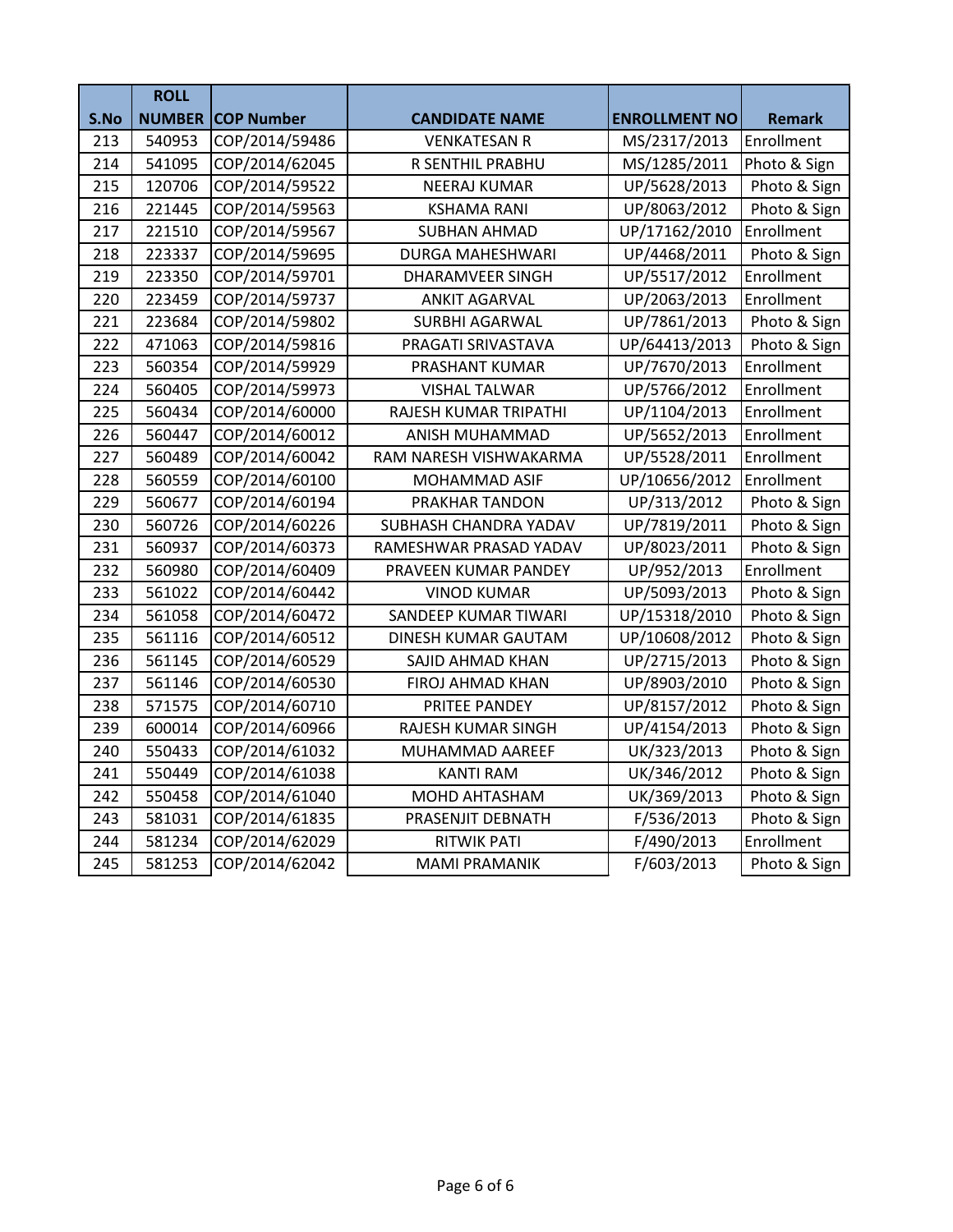| S.No | ROLL NUMBER | COP Number | CANDIDATE NAME | ENROLLMENT NO | Remark |
|---|---|---|---|---|---|
| 213 | 540953 | COP/2014/59486 | VENKATESAN R | MS/2317/2013 | Enrollment |
| 214 | 541095 | COP/2014/62045 | R SENTHIL PRABHU | MS/1285/2011 | Photo & Sign |
| 215 | 120706 | COP/2014/59522 | NEERAJ KUMAR | UP/5628/2013 | Photo & Sign |
| 216 | 221445 | COP/2014/59563 | KSHAMA RANI | UP/8063/2012 | Photo & Sign |
| 217 | 221510 | COP/2014/59567 | SUBHAN AHMAD | UP/17162/2010 | Enrollment |
| 218 | 223337 | COP/2014/59695 | DURGA MAHESHWARI | UP/4468/2011 | Photo & Sign |
| 219 | 223350 | COP/2014/59701 | DHARAMVEER SINGH | UP/5517/2012 | Enrollment |
| 220 | 223459 | COP/2014/59737 | ANKIT AGARVAL | UP/2063/2013 | Enrollment |
| 221 | 223684 | COP/2014/59802 | SURBHI AGARWAL | UP/7861/2013 | Photo & Sign |
| 222 | 471063 | COP/2014/59816 | PRAGATI SRIVASTAVA | UP/64413/2013 | Photo & Sign |
| 223 | 560354 | COP/2014/59929 | PRASHANT KUMAR | UP/7670/2013 | Enrollment |
| 224 | 560405 | COP/2014/59973 | VISHAL TALWAR | UP/5766/2012 | Enrollment |
| 225 | 560434 | COP/2014/60000 | RAJESH KUMAR TRIPATHI | UP/1104/2013 | Enrollment |
| 226 | 560447 | COP/2014/60012 | ANISH MUHAMMAD | UP/5652/2013 | Enrollment |
| 227 | 560489 | COP/2014/60042 | RAM NARESH VISHWAKARMA | UP/5528/2011 | Enrollment |
| 228 | 560559 | COP/2014/60100 | MOHAMMAD ASIF | UP/10656/2012 | Enrollment |
| 229 | 560677 | COP/2014/60194 | PRAKHAR TANDON | UP/313/2012 | Photo & Sign |
| 230 | 560726 | COP/2014/60226 | SUBHASH CHANDRA YADAV | UP/7819/2011 | Photo & Sign |
| 231 | 560937 | COP/2014/60373 | RAMESHWAR PRASAD YADAV | UP/8023/2011 | Photo & Sign |
| 232 | 560980 | COP/2014/60409 | PRAVEEN KUMAR PANDEY | UP/952/2013 | Enrollment |
| 233 | 561022 | COP/2014/60442 | VINOD KUMAR | UP/5093/2013 | Photo & Sign |
| 234 | 561058 | COP/2014/60472 | SANDEEP KUMAR TIWARI | UP/15318/2010 | Photo & Sign |
| 235 | 561116 | COP/2014/60512 | DINESH KUMAR GAUTAM | UP/10608/2012 | Photo & Sign |
| 236 | 561145 | COP/2014/60529 | SAJID AHMAD KHAN | UP/2715/2013 | Photo & Sign |
| 237 | 561146 | COP/2014/60530 | FIROJ AHMAD KHAN | UP/8903/2010 | Photo & Sign |
| 238 | 571575 | COP/2014/60710 | PRITEE PANDEY | UP/8157/2012 | Photo & Sign |
| 239 | 600014 | COP/2014/60966 | RAJESH KUMAR SINGH | UP/4154/2013 | Photo & Sign |
| 240 | 550433 | COP/2014/61032 | MUHAMMAD AAREEF | UK/323/2013 | Photo & Sign |
| 241 | 550449 | COP/2014/61038 | KANTI RAM | UK/346/2012 | Photo & Sign |
| 242 | 550458 | COP/2014/61040 | MOHD AHTASHAM | UK/369/2013 | Photo & Sign |
| 243 | 581031 | COP/2014/61835 | PRASENJIT DEBNATH | F/536/2013 | Photo & Sign |
| 244 | 581234 | COP/2014/62029 | RITWIK PATI | F/490/2013 | Enrollment |
| 245 | 581253 | COP/2014/62042 | MAMI PRAMANIK | F/603/2013 | Photo & Sign |